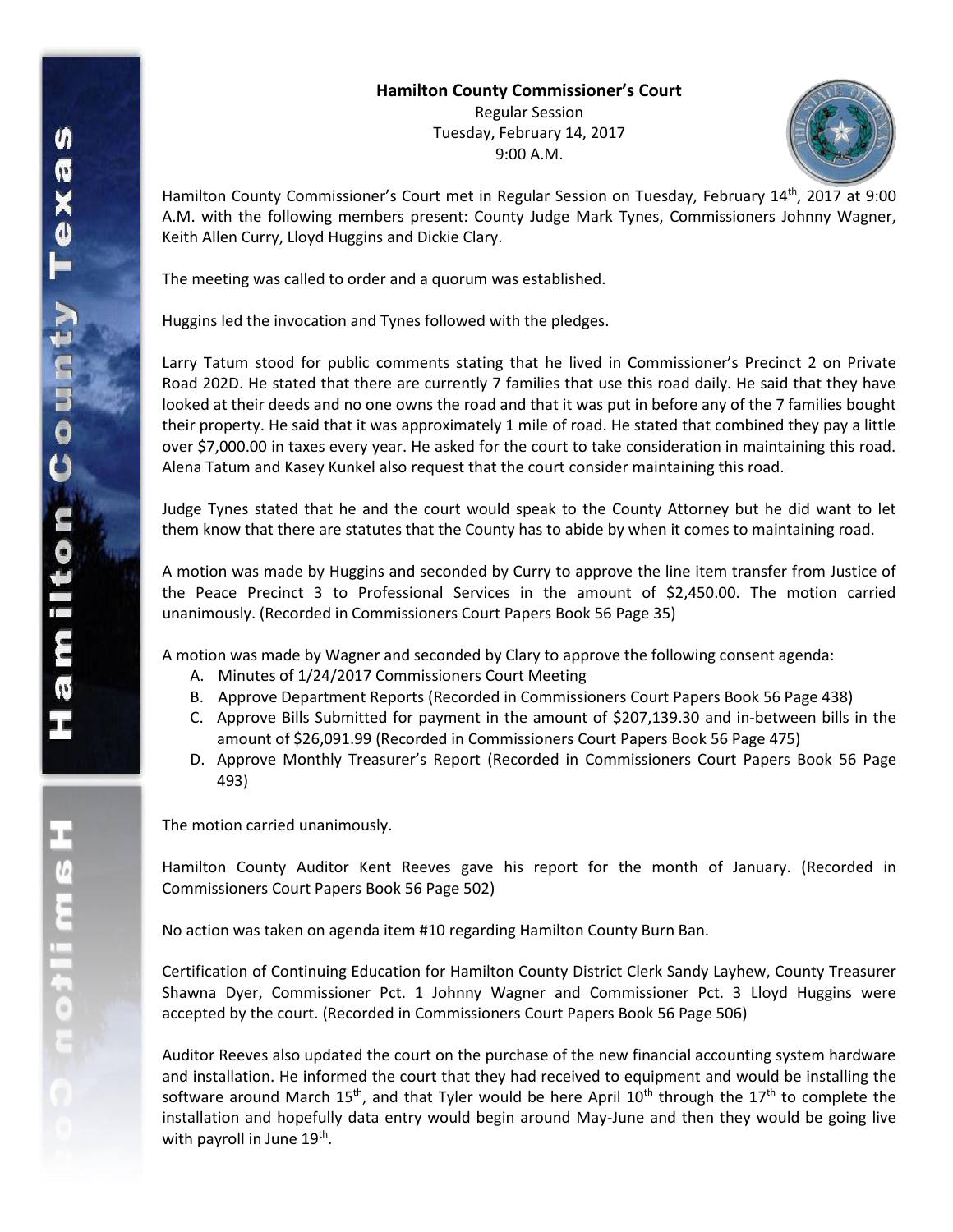**Hamilton County Commissioner's Court**

Regular Session
Tuesday, February 14, 2017
9:00 A.M.

Hamilton County Commissioner's Court met in Regular Session on Tuesday, February 14th, 2017 at 9:00 A.M. with the following members present: County Judge Mark Tynes, Commissioners Johnny Wagner, Keith Allen Curry, Lloyd Huggins and Dickie Clary.

The meeting was called to order and a quorum was established.

Huggins led the invocation and Tynes followed with the pledges.

Larry Tatum stood for public comments stating that he lived in Commissioner's Precinct 2 on Private Road 202D. He stated that there are currently 7 families that use this road daily. He said that they have looked at their deeds and no one owns the road and that it was put in before any of the 7 families bought their property. He said that it was approximately 1 mile of road. He stated that combined they pay a little over $7,000.00 in taxes every year. He asked for the court to take consideration in maintaining this road. Alena Tatum and Kasey Kunkel also request that the court consider maintaining this road.

Judge Tynes stated that he and the court would speak to the County Attorney but he did want to let them know that there are statutes that the County has to abide by when it comes to maintaining road.

A motion was made by Huggins and seconded by Curry to approve the line item transfer from Justice of the Peace Precinct 3 to Professional Services in the amount of $2,450.00. The motion carried unanimously. (Recorded in Commissioners Court Papers Book 56 Page 35)

A motion was made by Wagner and seconded by Clary to approve the following consent agenda:

A. Minutes of 1/24/2017 Commissioners Court Meeting
B. Approve Department Reports (Recorded in Commissioners Court Papers Book 56 Page 438)
C. Approve Bills Submitted for payment in the amount of $207,139.30 and in-between bills in the amount of $26,091.99 (Recorded in Commissioners Court Papers Book 56 Page 475)
D. Approve Monthly Treasurer's Report (Recorded in Commissioners Court Papers Book 56 Page 493)

The motion carried unanimously.

Hamilton County Auditor Kent Reeves gave his report for the month of January. (Recorded in Commissioners Court Papers Book 56 Page 502)

No action was taken on agenda item #10 regarding Hamilton County Burn Ban.

Certification of Continuing Education for Hamilton County District Clerk Sandy Layhew, County Treasurer Shawna Dyer, Commissioner Pct. 1 Johnny Wagner and Commissioner Pct. 3 Lloyd Huggins were accepted by the court. (Recorded in Commissioners Court Papers Book 56 Page 506)

Auditor Reeves also updated the court on the purchase of the new financial accounting system hardware and installation. He informed the court that they had received to equipment and would be installing the software around March 15th, and that Tyler would be here April 10th through the 17th to complete the installation and hopefully data entry would begin around May-June and then they would be going live with payroll in June 19th.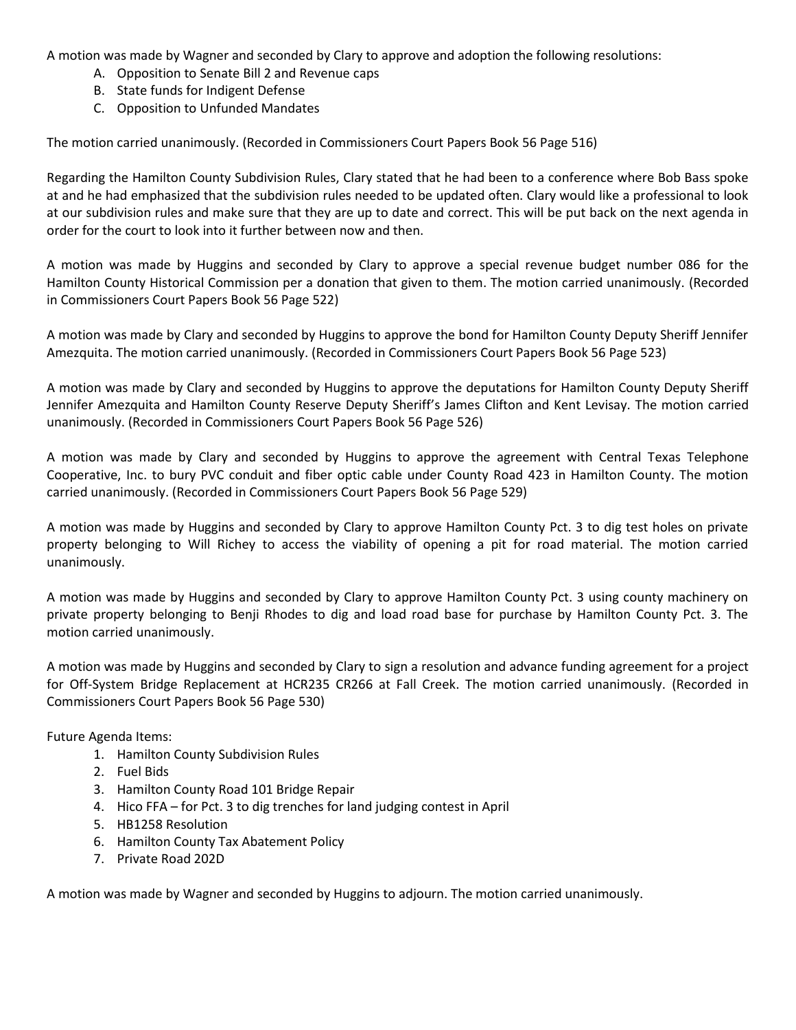A motion was made by Wagner and seconded by Clary to approve and adoption the following resolutions:

A. Opposition to Senate Bill 2 and Revenue caps
B. State funds for Indigent Defense
C. Opposition to Unfunded Mandates

The motion carried unanimously. (Recorded in Commissioners Court Papers Book 56 Page 516)

Regarding the Hamilton County Subdivision Rules, Clary stated that he had been to a conference where Bob Bass spoke at and he had emphasized that the subdivision rules needed to be updated often. Clary would like a professional to look at our subdivision rules and make sure that they are up to date and correct. This will be put back on the next agenda in order for the court to look into it further between now and then.

A motion was made by Huggins and seconded by Clary to approve a special revenue budget number 086 for the Hamilton County Historical Commission per a donation that given to them. The motion carried unanimously. (Recorded in Commissioners Court Papers Book 56 Page 522)

A motion was made by Clary and seconded by Huggins to approve the bond for Hamilton County Deputy Sheriff Jennifer Amezquita. The motion carried unanimously. (Recorded in Commissioners Court Papers Book 56 Page 523)

A motion was made by Clary and seconded by Huggins to approve the deputations for Hamilton County Deputy Sheriff Jennifer Amezquita and Hamilton County Reserve Deputy Sheriff's James Clifton and Kent Levisay. The motion carried unanimously. (Recorded in Commissioners Court Papers Book 56 Page 526)

A motion was made by Clary and seconded by Huggins to approve the agreement with Central Texas Telephone Cooperative, Inc. to bury PVC conduit and fiber optic cable under County Road 423 in Hamilton County. The motion carried unanimously. (Recorded in Commissioners Court Papers Book 56 Page 529)

A motion was made by Huggins and seconded by Clary to approve Hamilton County Pct. 3 to dig test holes on private property belonging to Will Richey to access the viability of opening a pit for road material. The motion carried unanimously.

A motion was made by Huggins and seconded by Clary to approve Hamilton County Pct. 3 using county machinery on private property belonging to Benji Rhodes to dig and load road base for purchase by Hamilton County Pct. 3. The motion carried unanimously.

A motion was made by Huggins and seconded by Clary to sign a resolution and advance funding agreement for a project for Off-System Bridge Replacement at HCR235 CR266 at Fall Creek. The motion carried unanimously. (Recorded in Commissioners Court Papers Book 56 Page 530)

Future Agenda Items:

1. Hamilton County Subdivision Rules
2. Fuel Bids
3. Hamilton County Road 101 Bridge Repair
4. Hico FFA – for Pct. 3 to dig trenches for land judging contest in April
5. HB1258 Resolution
6. Hamilton County Tax Abatement Policy
7. Private Road 202D

A motion was made by Wagner and seconded by Huggins to adjourn. The motion carried unanimously.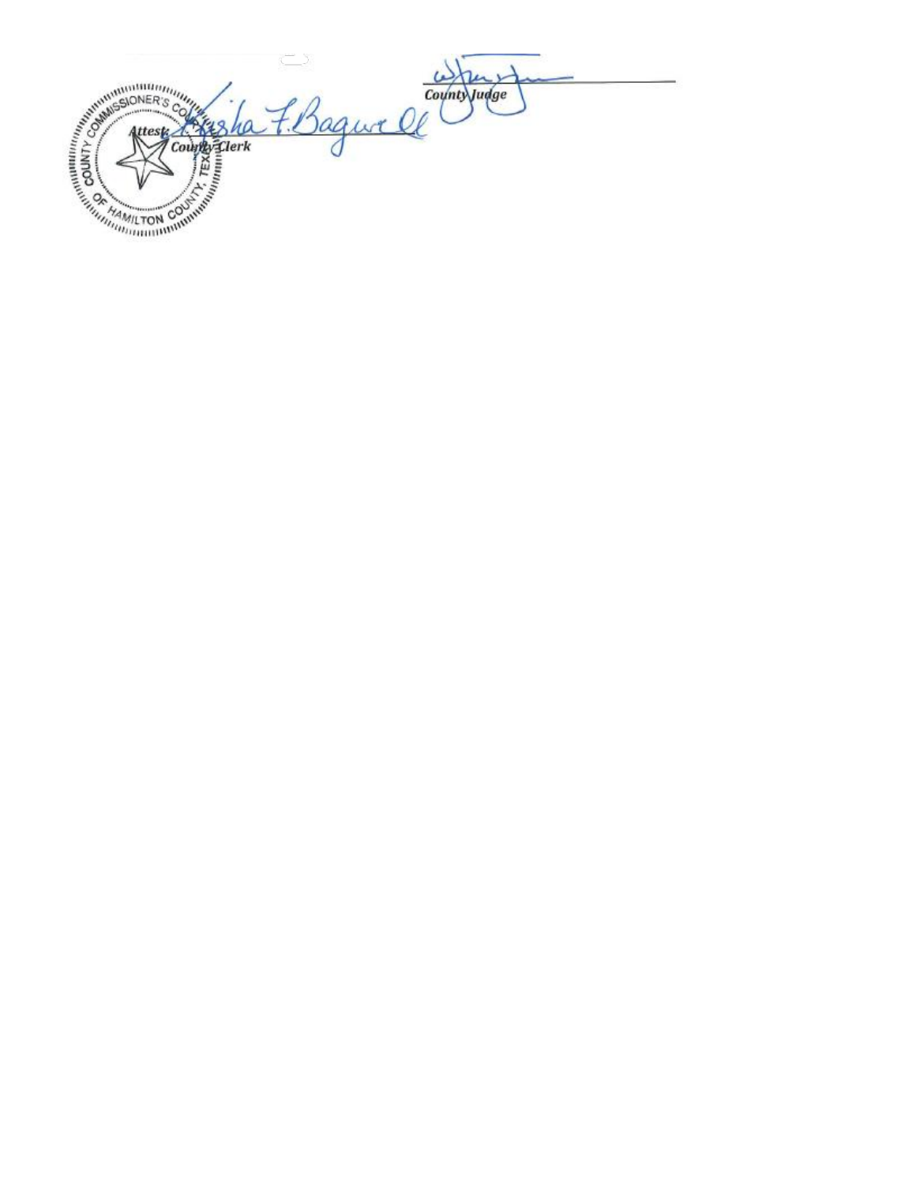County Judge

Attest:

County Clerk